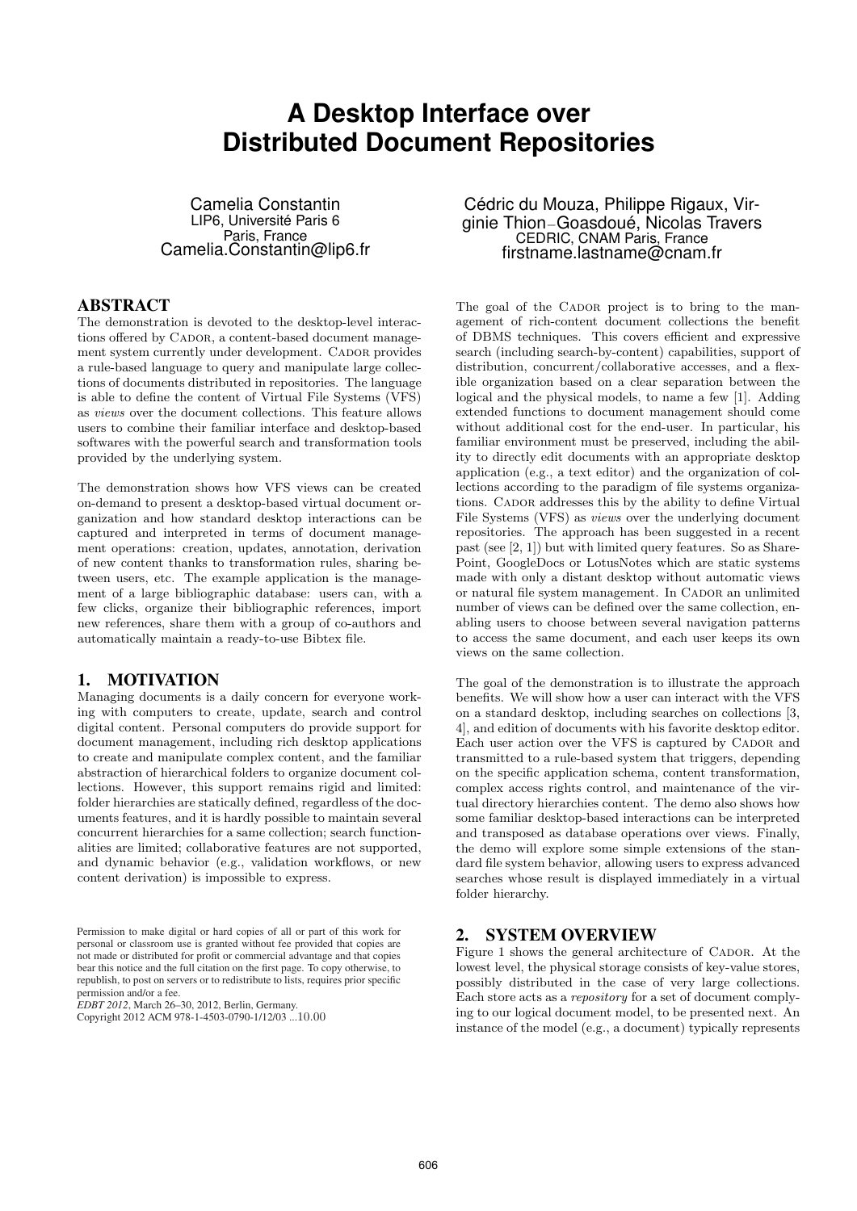# A Desktop Interface over Distributed Document Repositories

Camelia Constantin
LIP6, Université Paris 6
Paris, France
Camelia.Constantin@lip6.fr

Cédric du Mouza, Philippe Rigaux, Virginie Thion−Goasdoué, Nicolas Travers
CEDRIC, CNAM Paris, France
firstname.lastname@cnam.fr

## ABSTRACT

The demonstration is devoted to the desktop-level interactions offered by CADOR, a content-based document management system currently under development. CADOR provides a rule-based language to query and manipulate large collections of documents distributed in repositories. The language is able to define the content of Virtual File Systems (VFS) as *views* over the document collections. This feature allows users to combine their familiar interface and desktop-based softwares with the powerful search and transformation tools provided by the underlying system.

The demonstration shows how VFS views can be created on-demand to present a desktop-based virtual document organization and how standard desktop interactions can be captured and interpreted in terms of document management operations: creation, updates, annotation, derivation of new content thanks to transformation rules, sharing between users, etc. The example application is the management of a large bibliographic database: users can, with a few clicks, organize their bibliographic references, import new references, share them with a group of co-authors and automatically maintain a ready-to-use Bibtex file.

## 1. MOTIVATION

Managing documents is a daily concern for everyone working with computers to create, update, search and control digital content. Personal computers do provide support for document management, including rich desktop applications to create and manipulate complex content, and the familiar abstraction of hierarchical folders to organize document collections. However, this support remains rigid and limited: folder hierarchies are statically defined, regardless of the documents features, and it is hardly possible to maintain several concurrent hierarchies for a same collection; search functionalities are limited; collaborative features are not supported, and dynamic behavior (e.g., validation workflows, or new content derivation) is impossible to express.

Permission to make digital or hard copies of all or part of this work for personal or classroom use is granted without fee provided that copies are not made or distributed for profit or commercial advantage and that copies bear this notice and the full citation on the first page. To copy otherwise, to republish, to post on servers or to redistribute to lists, requires prior specific permission and/or a fee.
*EDBT 2012*, March 26–30, 2012, Berlin, Germany.
Copyright 2012 ACM 978-1-4503-0790-1/12/03 ...10.00

The goal of the CADOR project is to bring to the management of rich-content document collections the benefit of DBMS techniques. This covers efficient and expressive search (including search-by-content) capabilities, support of distribution, concurrent/collaborative accesses, and a flexible organization based on a clear separation between the logical and the physical models, to name a few [1]. Adding extended functions to document management should come without additional cost for the end-user. In particular, his familiar environment must be preserved, including the ability to directly edit documents with an appropriate desktop application (e.g., a text editor) and the organization of collections according to the paradigm of file systems organizations. CADOR addresses this by the ability to define Virtual File Systems (VFS) as *views* over the underlying document repositories. The approach has been suggested in a recent past (see [2, 1]) but with limited query features. So as SharePoint, GoogleDocs or LotusNotes which are static systems made with only a distant desktop without automatic views or natural file system management. In CADOR an unlimited number of views can be defined over the same collection, enabling users to choose between several navigation patterns to access the same document, and each user keeps its own views on the same collection.

The goal of the demonstration is to illustrate the approach benefits. We will show how a user can interact with the VFS on a standard desktop, including searches on collections [3, 4], and edition of documents with his favorite desktop editor. Each user action over the VFS is captured by CADOR and transmitted to a rule-based system that triggers, depending on the specific application schema, content transformation, complex access rights control, and maintenance of the virtual directory hierarchies content. The demo also shows how some familiar desktop-based interactions can be interpreted and transposed as database operations over views. Finally, the demo will explore some simple extensions of the standard file system behavior, allowing users to express advanced searches whose result is displayed immediately in a virtual folder hierarchy.

## 2. SYSTEM OVERVIEW

Figure 1 shows the general architecture of CADOR. At the lowest level, the physical storage consists of key-value stores, possibly distributed in the case of very large collections. Each store acts as a *repository* for a set of document complying to our logical document model, to be presented next. An instance of the model (e.g., a document) typically represents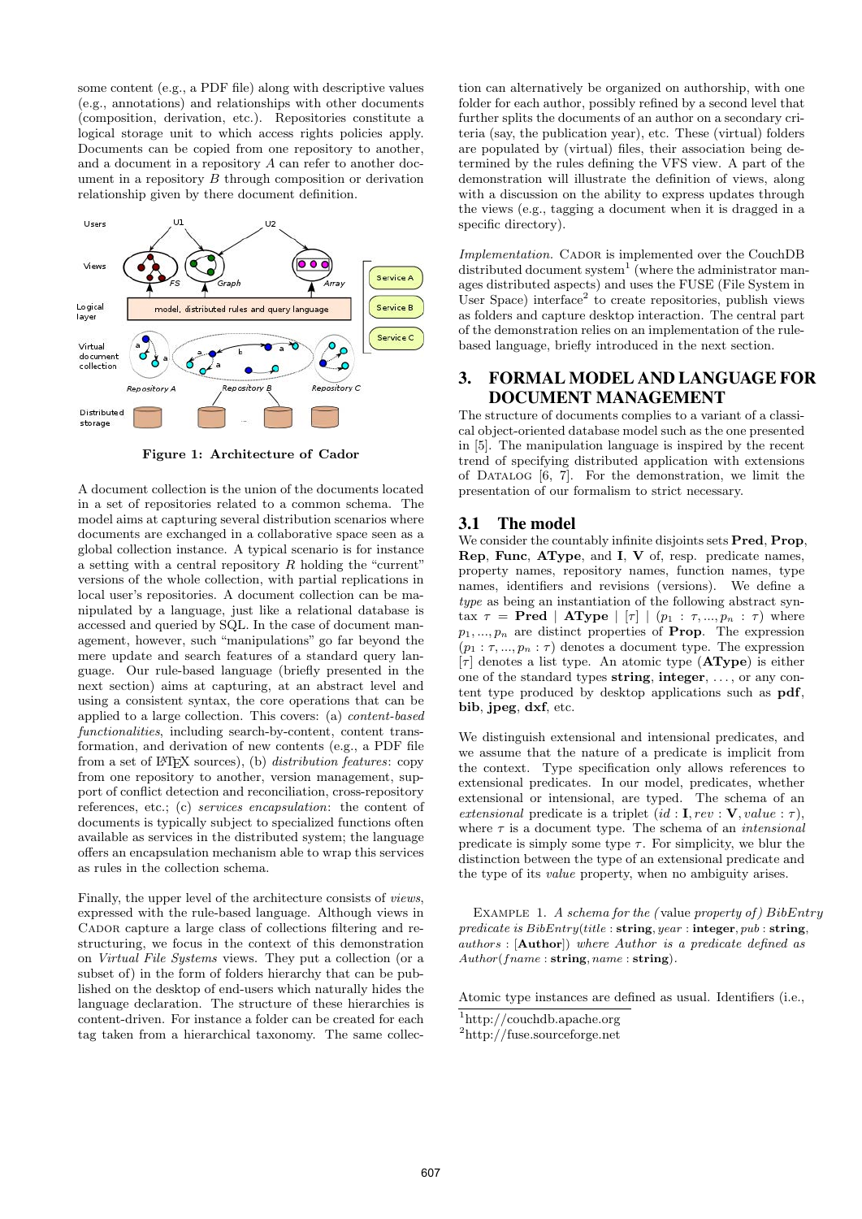some content (e.g., a PDF file) along with descriptive values (e.g., annotations) and relationships with other documents (composition, derivation, etc.). Repositories constitute a logical storage unit to which access rights policies apply. Documents can be copied from one repository to another, and a document in a repository $A$ can refer to another document in a repository $B$ through composition or derivation relationship given by there document definition.

**Figure 1: Architecture of Cador**

A document collection is the union of the documents located in a set of repositories related to a common schema. The model aims at capturing several distribution scenarios where documents are exchanged in a collaborative space seen as a global collection instance. A typical scenario is for instance a setting with a central repository $R$ holding the "current" versions of the whole collection, with partial replications in local user's repositories. A document collection can be manipulated by a language, just like a relational database is accessed and queried by SQL. In the case of document management, however, such "manipulations" go far beyond the mere update and search features of a standard query language. Our rule-based language (briefly presented in the next section) aims at capturing, at an abstract level and using a consistent syntax, the core operations that can be applied to a large collection. This covers: (a) *content-based functionalities*, including search-by-content, content transformation, and derivation of new contents (e.g., a PDF file from a set of LaTeX sources), (b) *distribution features*: copy from one repository to another, version management, support of conflict detection and reconciliation, cross-repository references, etc.; (c) *services encapsulation*: the content of documents is typically subject to specialized functions often available as services in the distributed system; the language offers an encapsulation mechanism able to wrap this services as rules in the collection schema.

Finally, the upper level of the architecture consists of *views*, expressed with the rule-based language. Although views in Cador capture a large class of collections filtering and restructuring, we focus in the context of this demonstration on *Virtual File Systems* views. They put a collection (or a subset of) in the form of folders hierarchy that can be published on the desktop of end-users which naturally hides the language declaration. The structure of these hierarchies is content-driven. For instance a folder can be created for each tag taken from a hierarchical taxonomy. The same collection can alternatively be organized on authorship, with one folder for each author, possibly refined by a second level that further splits the documents of an author on a secondary criteria (say, the publication year), etc. These (virtual) folders are populated by (virtual) files, their association being determined by the rules defining the VFS view. A part of the demonstration will illustrate the definition of views, along with a discussion on the ability to express updates through the views (e.g., tagging a document when it is dragged in a specific directory).

*Implementation.* Cador is implemented over the CouchDB distributed document system[1] (where the administrator manages distributed aspects) and uses the FUSE (File System in User Space) interface[2] to create repositories, publish views as folders and capture desktop interaction. The central part of the demonstration relies on an implementation of the rule-based language, briefly introduced in the next section.

## 3. FORMAL MODEL AND LANGUAGE FOR DOCUMENT MANAGEMENT

The structure of documents complies to a variant of a classical object-oriented database model such as the one presented in [5]. The manipulation language is inspired by the recent trend of specifying distributed application with extensions of Datalog [6, 7]. For the demonstration, we limit the presentation of our formalism to strict necessary.

### 3.1 The model

We consider the countably infinite disjoints sets **Pred**, **Prop**, **Rep**, **Func**, **AType**, and **I**, **V** of, resp. predicate names, property names, repository names, function names, type names, identifiers and revisions (versions). We define a *type* as being an instantiation of the following abstract syntax $\tau = \textbf{Pred} \mid \textbf{AType} \mid [\tau] \mid (p_1 : \tau, ..., p_n : \tau)$ where $p_1, ..., p_n$ are distinct properties of **Prop**. The expression $(p_1 : \tau, ..., p_n : \tau)$ denotes a document type. The expression $[\tau]$ denotes a list type. An atomic type (**AType**) is either one of the standard types **string**, **integer**, ..., or any content type produced by desktop applications such as **pdf**, **bib**, **jpeg**, **dxf**, etc.

We distinguish extensional and intensional predicates, and we assume that the nature of a predicate is implicit from the context. Type specification only allows references to extensional predicates. In our model, predicates, whether extensional or intensional, are typed. The schema of an *extensional* predicate is a triplet $(id : \mathbf{I}, rev : \mathbf{V}, value : \tau)$, where $\tau$ is a document type. The schema of an *intensional* predicate is simply some type $\tau$. For simplicity, we blur the distinction between the type of an extensional predicate and the type of its *value* property, when no ambiguity arises.

Example 1. *A schema for the (*value *property of) BibEntry predicate is* $BibEntry(title : \textbf{string}, year : \textbf{integer}, pub : \textbf{string}, authors : [\textbf{Author}])$ *where Author is a predicate defined as* $Author(fname : \textbf{string}, name : \textbf{string})$.

Atomic type instances are defined as usual. Identifiers (i.e.,

[1] http://couchdb.apache.org
[2] http://fuse.sourceforge.net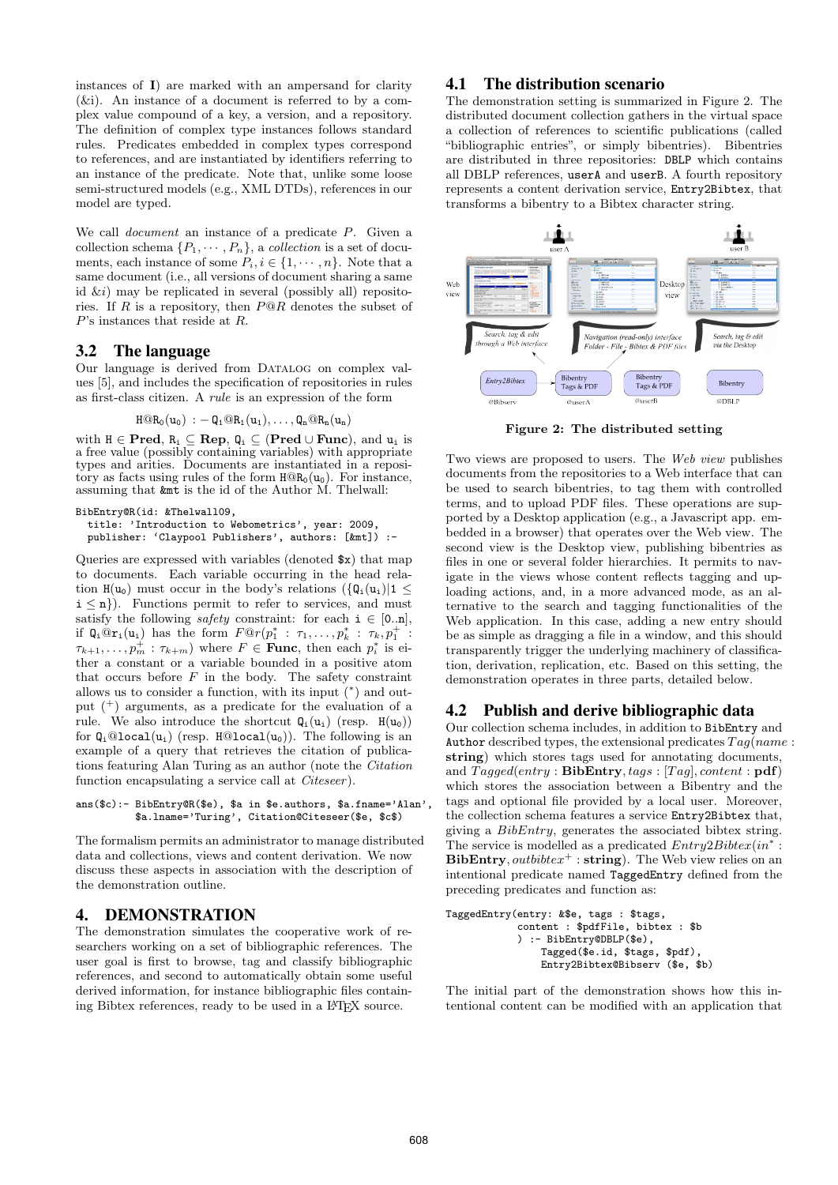instances of **I**) are marked with an ampersand for clarity (&i). An instance of a document is referred to by a complex value compound of a key, a version, and a repository. The definition of complex type instances follows standard rules. Predicates embedded in complex types correspond to references, and are instantiated by identifiers referring to an instance of the predicate. Note that, unlike some loose semi-structured models (e.g., XML DTDs), references in our model are typed.

We call *document* an instance of a predicate $P$. Given a collection schema $\{P_1, \cdots, P_n\}$, a *collection* is a set of documents, each instance of some $P_i, i \in \{1, \cdots, n\}$. Note that a same document (i.e., all versions of document sharing a same id &i) may be replicated in several (possibly all) repositories. If $R$ is a repository, then $P@R$ denotes the subset of $P$'s instances that reside at $R$.

## 3.2 The language

Our language is derived from Datalog on complex values [5], and includes the specification of repositories in rules as first-class citizen. A *rule* is an expression of the form

$$\mathtt{H@R_0(u_0)} :- \mathtt{Q_1@R_1(u_1)}, \ldots, \mathtt{Q_n@R_n(u_n)}$$

with $\mathtt{H} \in \mathbf{Pred}$, $\mathtt{R_i} \subseteq \mathbf{Rep}$, $\mathtt{Q_i} \subseteq (\mathbf{Pred} \cup \mathbf{Func})$, and $\mathtt{u_i}$ is a free value (possibly containing variables) with appropriate types and arities. Documents are instantiated in a repository as facts using rules of the form $\mathtt{H@R_0(u_0)}$. For instance, assuming that `&mt` is the id of the Author M. Thelwall:

```
BibEntry@R(id: &Thelwall09,
  title: 'Introduction to Webometrics', year: 2009,
  publisher: 'Claypool Publishers', authors: [&mt]) :-
```

Queries are expressed with variables (denoted `$x`) that map to documents. Each variable occurring in the head relation $\mathtt{H(u_0)}$ must occur in the body's relations ($\{\mathtt{Q_i(u_i)} | 1 \leq \mathtt{i} \leq \mathtt{n}\}$). Functions permit to refer to services, and must satisfy the following *safety* constraint: for each $\mathtt{i} \in [\mathtt{0..n}]$, if $\mathtt{Q_i@r_i(u_i)}$ has the form $F@r(p_1^* : \tau_1, \ldots, p_k^* : \tau_k, p_1^+ : \tau_{k+1}, \ldots, p_m^+ : \tau_{k+m})$ where $F \in \mathbf{Func}$, then each $p_i^*$ is either a constant or a variable bounded in a positive atom that occurs before $F$ in the body. The safety constraint allows us to consider a function, with its input ($^*$) and output ($^+$) arguments, as a predicate for the evaluation of a rule. We also introduce the shortcut $\mathtt{Q_i(u_i)}$ (resp. $\mathtt{H(u_0)}$) for $\mathtt{Q_i@local(u_i)}$ (resp. $\mathtt{H@local(u_0)}$). The following is an example of a query that retrieves the citation of publications featuring Alan Turing as an author (note the *Citation* function encapsulating a service call at *Citeseer*).

```
ans($c):- BibEntry@R($e), $a in $e.authors, $a.fname='Alan',
          $a.lname='Turing', Citation@Citeseer($e, $c$)
```

The formalism permits an administrator to manage distributed data and collections, views and content derivation. We now discuss these aspects in association with the description of the demonstration outline.

# 4. DEMONSTRATION

The demonstration simulates the cooperative work of researchers working on a set of bibliographic references. The user goal is first to browse, tag and classify bibliographic references, and second to automatically obtain some useful derived information, for instance bibliographic files containing Bibtex references, ready to be used in a LaTeX source.

## 4.1 The distribution scenario

The demonstration setting is summarized in Figure 2. The distributed document collection gathers in the virtual space a collection of references to scientific publications (called "bibliographic entries", or simply bibentries). Bibentries are distributed in three repositories: `DBLP` which contains all DBLP references, `userA` and `userB`. A fourth repository represents a content derivation service, `Entry2Bibtex`, that transforms a bibentry to a Bibtex character string.

**Figure 2: The distributed setting**

Two views are proposed to users. The *Web view* publishes documents from the repositories to a Web interface that can be used to search bibentries, to tag them with controlled terms, and to upload PDF files. These operations are supported by a Desktop application (e.g., a Javascript app. embedded in a browser) that operates over the Web view. The second view is the Desktop view, publishing bibentries as files in one or several folder hierarchies. It permits to navigate in the views whose content reflects tagging and uploading actions, and, in a more advanced mode, as an alternative to the search and tagging functionalities of the Web application. In this case, adding a new entry should be as simple as dragging a file in a window, and this should transparently trigger the underlying machinery of classification, derivation, replication, etc. Based on this setting, the demonstration operates in three parts, detailed below.

## 4.2 Publish and derive bibliographic data

Our collection schema includes, in addition to `BibEntry` and `Author` described types, the extensional predicates $Tag(name : \mathbf{string})$ which stores tags used for annotating documents, and $Tagged(entry : \mathbf{BibEntry}, tags : [Tag], content : \mathbf{pdf})$ which stores the association between a Bibentry and the tags and optional file provided by a local user. Moreover, the collection schema features a service `Entry2Bibtex` that, giving a *BibEntry*, generates the associated bibtex string. The service is modelled as a predicated $Entry2Bibtex(in^* : \mathbf{BibEntry}, outbibtex^+ : \mathbf{string})$. The Web view relies on an intentional predicate named `TaggedEntry` defined from the preceding predicates and function as:

```
TaggedEntry(entry: &$e, tags : $tags,
            content : $pdfFile, bibtex : $b
            ) :- BibEntry@DBLP($e),
                 Tagged($e.id, $tags, $pdf),
                 Entry2Bibtex@Bibserv ($e, $b)
```

The initial part of the demonstration shows how this intentional content can be modified with an application that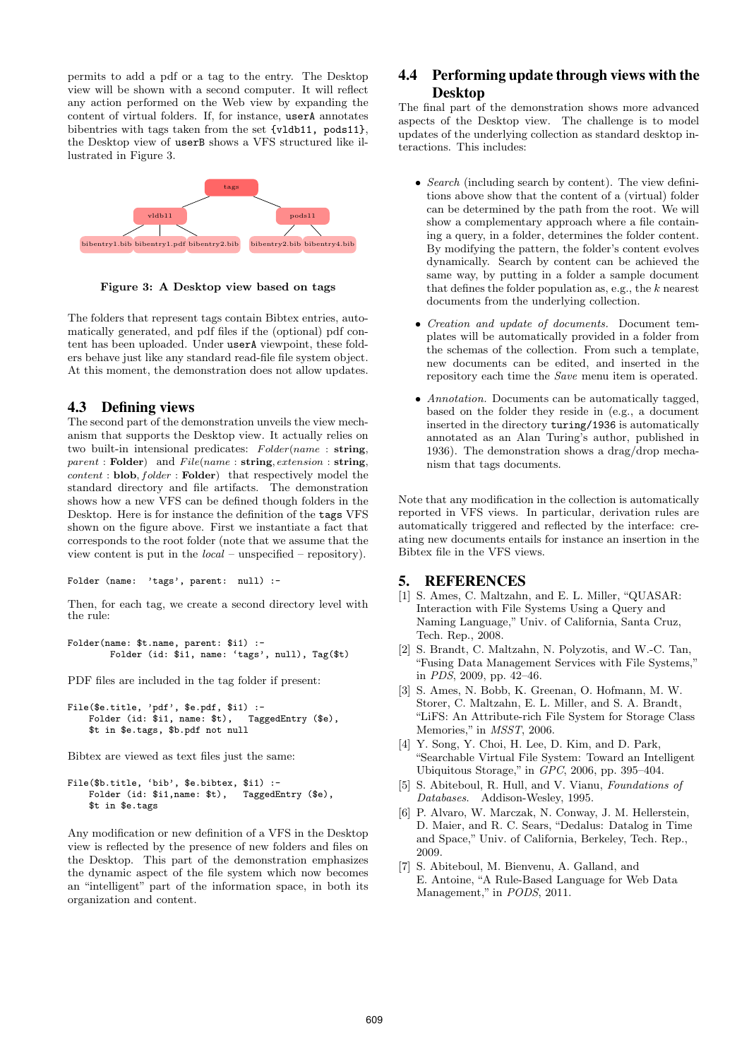permits to add a pdf or a tag to the entry. The Desktop view will be shown with a second computer. It will reflect any action performed on the Web view by expanding the content of virtual folders. If, for instance, `userA` annotates bibentries with tags taken from the set `{vldb11, pods11}`, the Desktop view of `userB` shows a VFS structured like illustrated in Figure 3.

tags
vldb11
pods11
bibentry1.bib
bibentry1.pdf
bibentry2.bib
bibentry2.bib
bibentry4.bib

**Figure 3: A Desktop view based on tags**

The folders that represent tags contain Bibtex entries, automatically generated, and pdf files if the (optional) pdf content has been uploaded. Under `userA` viewpoint, these folders behave just like any standard read-file file system object. At this moment, the demonstration does not allow updates.

## 4.3 Defining views

The second part of the demonstration unveils the view mechanism that supports the Desktop view. It actually relies on two built-in intensional predicates: *Folder*(*name* : **string**, *parent* : **Folder**) and *File*(*name* : **string**, *extension* : **string**, *content* : **blob**, *folder* : **Folder**) that respectively model the standard directory and file artifacts. The demonstration shows how a new VFS can be defined though folders in the Desktop. Here is for instance the definition of the `tags` VFS shown on the figure above. First we instantiate a fact that corresponds to the root folder (note that we assume that the view content is put in the *local* – unspecified – repository).

```
Folder (name: 'tags', parent: null) :-
```

Then, for each tag, we create a second directory level with the rule:

```
Folder(name: $t.name, parent: $i1) :-
        Folder (id: $i1, name: 'tags', null), Tag($t)
```

PDF files are included in the tag folder if present:

```
File($e.title, 'pdf', $e.pdf, $i1) :-
    Folder (id: $i1, name: $t),   TaggedEntry ($e),
    $t in $e.tags, $b.pdf not null
```

Bibtex are viewed as text files just the same:

```
File($b.title, 'bib', $e.bibtex, $i1) :-
    Folder (id: $i1,name: $t),   TaggedEntry ($e),
    $t in $e.tags
```

Any modification or new definition of a VFS in the Desktop view is reflected by the presence of new folders and files on the Desktop. This part of the demonstration emphasizes the dynamic aspect of the file system which now becomes an "intelligent" part of the information space, in both its organization and content.

## 4.4 Performing update through views with the Desktop

The final part of the demonstration shows more advanced aspects of the Desktop view. The challenge is to model updates of the underlying collection as standard desktop interactions. This includes:

- *Search* (including search by content). The view definitions above show that the content of a (virtual) folder can be determined by the path from the root. We will show a complementary approach where a file containing a query, in a folder, determines the folder content. By modifying the pattern, the folder's content evolves dynamically. Search by content can be achieved the same way, by putting in a folder a sample document that defines the folder population as, e.g., the $k$ nearest documents from the underlying collection.
- *Creation and update of documents*. Document templates will be automatically provided in a folder from the schemas of the collection. From such a template, new documents can be edited, and inserted in the repository each time the *Save* menu item is operated.
- *Annotation*. Documents can be automatically tagged, based on the folder they reside in (e.g., a document inserted in the directory `turing/1936` is automatically annotated as an Alan Turing's author, published in 1936). The demonstration shows a drag/drop mechanism that tags documents.

Note that any modification in the collection is automatically reported in VFS views. In particular, derivation rules are automatically triggered and reflected by the interface: creating new documents entails for instance an insertion in the Bibtex file in the VFS views.

# 5. REFERENCES

[1] S. Ames, C. Maltzahn, and E. L. Miller, "QUASAR: Interaction with File Systems Using a Query and Naming Language," Univ. of California, Santa Cruz, Tech. Rep., 2008.

[2] S. Brandt, C. Maltzahn, N. Polyzotis, and W.-C. Tan, "Fusing Data Management Services with File Systems," in *PDS*, 2009, pp. 42–46.

[3] S. Ames, N. Bobb, K. Greenan, O. Hofmann, M. W. Storer, C. Maltzahn, E. L. Miller, and S. A. Brandt, "LiFS: An Attribute-rich File System for Storage Class Memories," in *MSST*, 2006.

[4] Y. Song, Y. Choi, H. Lee, D. Kim, and D. Park, "Searchable Virtual File System: Toward an Intelligent Ubiquitous Storage," in *GPC*, 2006, pp. 395–404.

[5] S. Abiteboul, R. Hull, and V. Vianu, *Foundations of Databases*. Addison-Wesley, 1995.

[6] P. Alvaro, W. Marczak, N. Conway, J. M. Hellerstein, D. Maier, and R. C. Sears, "Dedalus: Datalog in Time and Space," Univ. of California, Berkeley, Tech. Rep., 2009.

[7] S. Abiteboul, M. Bienvenu, A. Galland, and E. Antoine, "A Rule-Based Language for Web Data Management," in *PODS*, 2011.